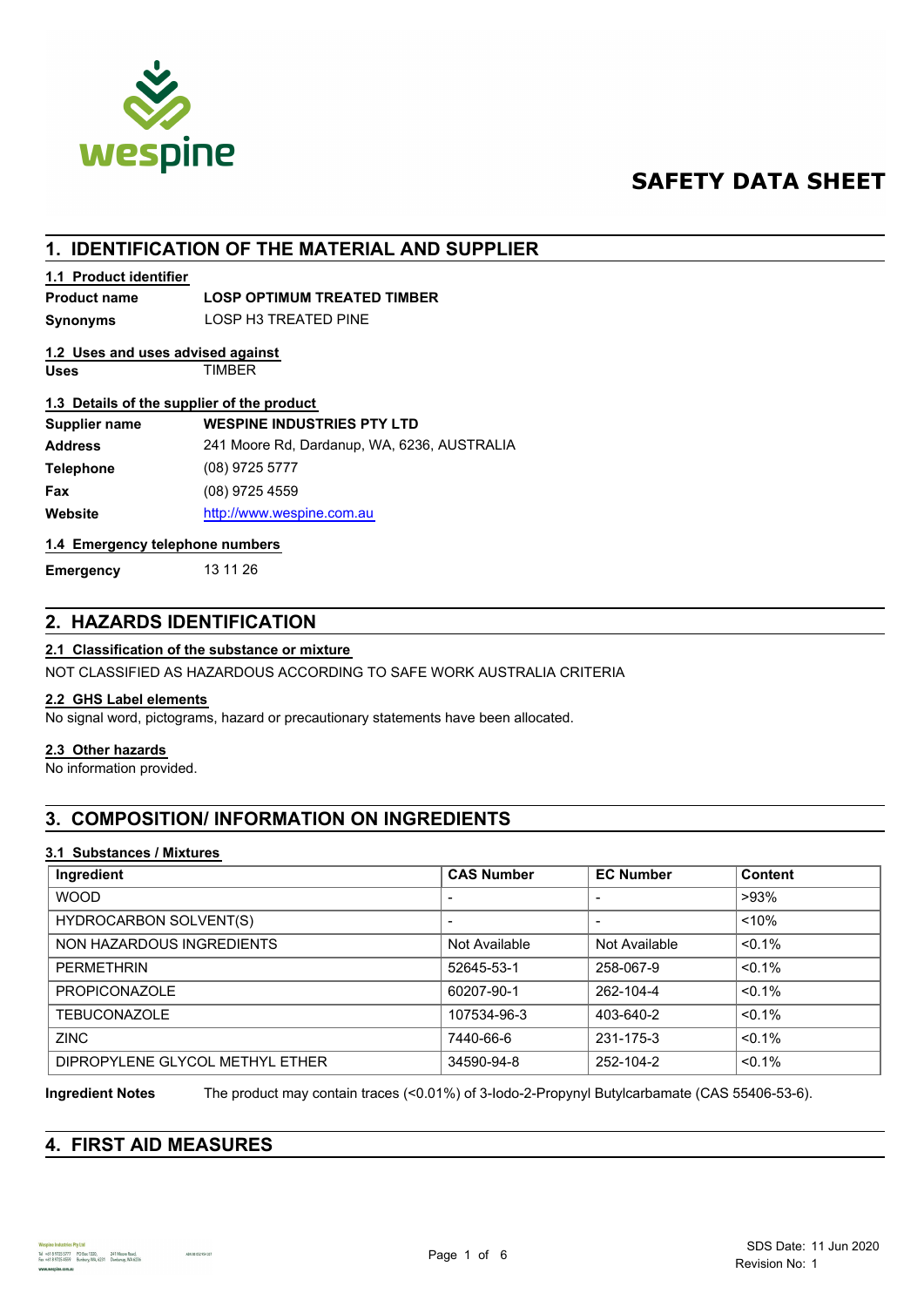# SAFETY DATA SHEET

## 1. IDENTIFICATION OF THE MATERIAL AND SUPPLIER

### 1.1 Product identifier

**Product name** **LOSP OPTIMUM TREATED TIMBER**

**Synonyms** LOSP H3 TREATED PINE

### 1.2 Uses and uses advised against

**Uses** TIMBER

### 1.3 Details of the supplier of the product

**Supplier name** **WESPINE INDUSTRIES PTY LTD**

**Address** 241 Moore Rd, Dardanup, WA, 6236, AUSTRALIA

**Telephone** (08) 9725 5777

**Fax** (08) 9725 4559

**Website** http://www.wespine.com.au

### 1.4 Emergency telephone numbers

**Emergency** 13 11 26

## 2. HAZARDS IDENTIFICATION

### 2.1 Classification of the substance or mixture

NOT CLASSIFIED AS HAZARDOUS ACCORDING TO SAFE WORK AUSTRALIA CRITERIA

### 2.2 GHS Label elements

No signal word, pictograms, hazard or precautionary statements have been allocated.

### 2.3 Other hazards

No information provided.

## 3. COMPOSITION/ INFORMATION ON INGREDIENTS

### 3.1 Substances / Mixtures

| Ingredient | CAS Number | EC Number | Content |
|---|---|---|---|
| WOOD | - | - | >93% |
| HYDROCARBON SOLVENT(S) | - | - | <10% |
| NON HAZARDOUS INGREDIENTS | Not Available | Not Available | <0.1% |
| PERMETHRIN | 52645-53-1 | 258-067-9 | <0.1% |
| PROPICONAZOLE | 60207-90-1 | 262-104-4 | <0.1% |
| TEBUCONAZOLE | 107534-96-3 | 403-640-2 | <0.1% |
| ZINC | 7440-66-6 | 231-175-3 | <0.1% |
| DIPROPYLENE GLYCOL METHYL ETHER | 34590-94-8 | 252-104-2 | <0.1% |

**Ingredient Notes** The product may contain traces (<0.01%) of 3-Iodo-2-Propynyl Butylcarbamate (CAS 55406-53-6).

## 4. FIRST AID MEASURES

SDS Date: 11 Jun 2020
Revision No: 1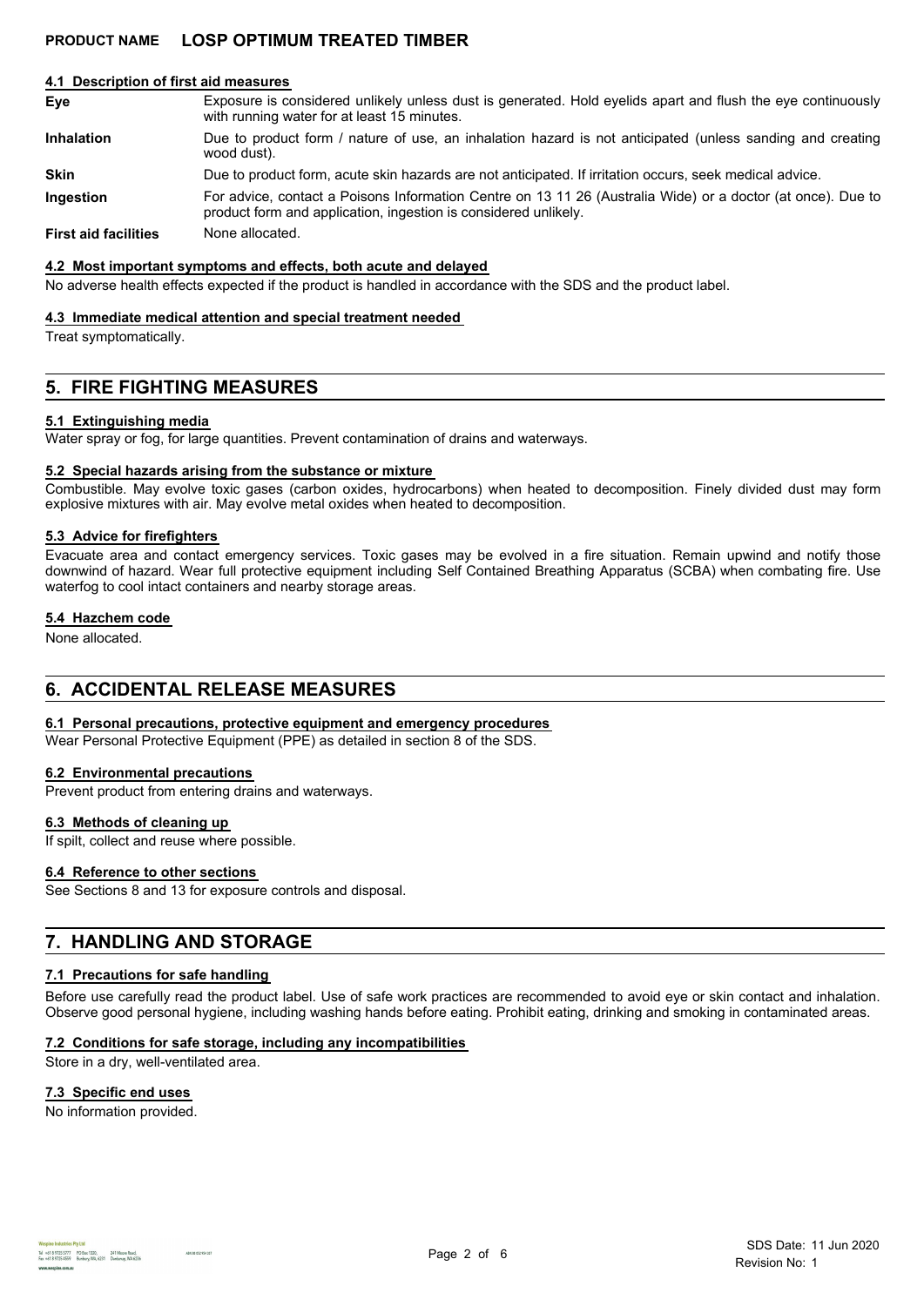### 4.1 Description of first aid measures

| | |
|---|---|
| **Eye** | Exposure is considered unlikely unless dust is generated. Hold eyelids apart and flush the eye continuously with running water for at least 15 minutes. |
| **Inhalation** | Due to product form / nature of use, an inhalation hazard is not anticipated (unless sanding and creating wood dust). |
| **Skin** | Due to product form, acute skin hazards are not anticipated. If irritation occurs, seek medical advice. |
| **Ingestion** | For advice, contact a Poisons Information Centre on 13 11 26 (Australia Wide) or a doctor (at once). Due to product form and application, ingestion is considered unlikely. |
| **First aid facilities** | None allocated. |

### 4.2 Most important symptoms and effects, both acute and delayed

No adverse health effects expected if the product is handled in accordance with the SDS and the product label.

### 4.3 Immediate medical attention and special treatment needed

Treat symptomatically.

## 5. FIRE FIGHTING MEASURES

### 5.1 Extinguishing media

Water spray or fog, for large quantities. Prevent contamination of drains and waterways.

### 5.2 Special hazards arising from the substance or mixture

Combustible. May evolve toxic gases (carbon oxides, hydrocarbons) when heated to decomposition. Finely divided dust may form explosive mixtures with air. May evolve metal oxides when heated to decomposition.

### 5.3 Advice for firefighters

Evacuate area and contact emergency services. Toxic gases may be evolved in a fire situation. Remain upwind and notify those downwind of hazard. Wear full protective equipment including Self Contained Breathing Apparatus (SCBA) when combating fire. Use waterfog to cool intact containers and nearby storage areas.

### 5.4 Hazchem code

None allocated.

## 6. ACCIDENTAL RELEASE MEASURES

### 6.1 Personal precautions, protective equipment and emergency procedures

Wear Personal Protective Equipment (PPE) as detailed in section 8 of the SDS.

### 6.2 Environmental precautions

Prevent product from entering drains and waterways.

### 6.3 Methods of cleaning up

If spilt, collect and reuse where possible.

### 6.4 Reference to other sections

See Sections 8 and 13 for exposure controls and disposal.

## 7. HANDLING AND STORAGE

### 7.1 Precautions for safe handling

Before use carefully read the product label. Use of safe work practices are recommended to avoid eye or skin contact and inhalation. Observe good personal hygiene, including washing hands before eating. Prohibit eating, drinking and smoking in contaminated areas.

### 7.2 Conditions for safe storage, including any incompatibilities

Store in a dry, well-ventilated area.

### 7.3 Specific end uses

No information provided.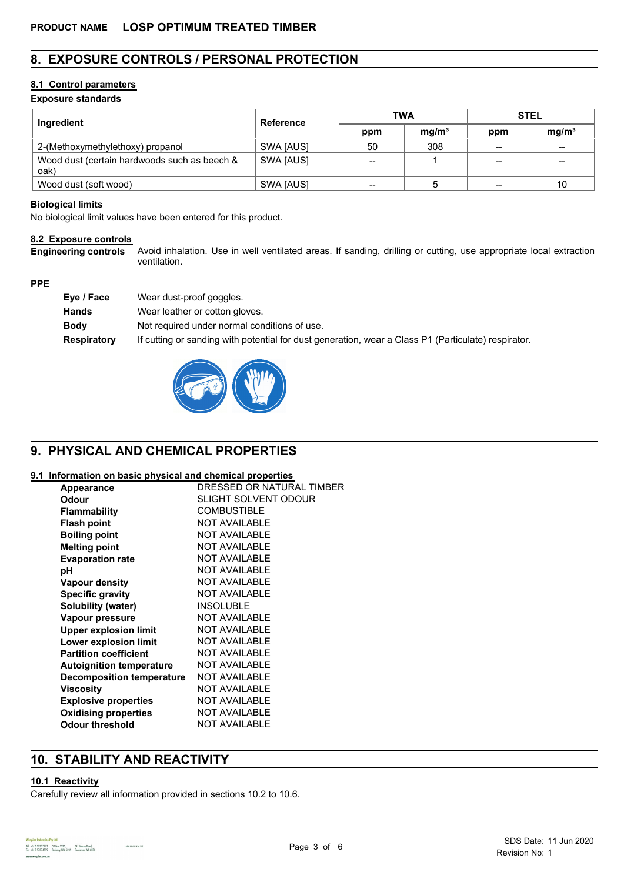**PRODUCT NAME** **LOSP OPTIMUM TREATED TIMBER**

## 8. EXPOSURE CONTROLS / PERSONAL PROTECTION

### 8.1 Control parameters

**Exposure standards**

| Ingredient | Reference | TWA | | STEL | |
|---|---|---|---|---|---|
| | | ppm | mg/m³ | ppm | mg/m³ |
| 2-(Methoxymethylethoxy) propanol | SWA [AUS] | 50 | 308 | -- | -- |
| Wood dust (certain hardwoods such as beech & oak) | SWA [AUS] | -- | 1 | -- | -- |
| Wood dust (soft wood) | SWA [AUS] | -- | 5 | -- | 10 |

**Biological limits**

No biological limit values have been entered for this product.

### 8.2 Exposure controls

**Engineering controls** Avoid inhalation. Use in well ventilated areas. If sanding, drilling or cutting, use appropriate local extraction ventilation.

**PPE**

**Eye / Face** Wear dust-proof goggles.

**Hands** Wear leather or cotton gloves.

**Body** Not required under normal conditions of use.

**Respiratory** If cutting or sanding with potential for dust generation, wear a Class P1 (Particulate) respirator.

## 9. PHYSICAL AND CHEMICAL PROPERTIES

### 9.1 Information on basic physical and chemical properties

| | |
|---|---|
| **Appearance** | DRESSED OR NATURAL TIMBER |
| **Odour** | SLIGHT SOLVENT ODOUR |
| **Flammability** | COMBUSTIBLE |
| **Flash point** | NOT AVAILABLE |
| **Boiling point** | NOT AVAILABLE |
| **Melting point** | NOT AVAILABLE |
| **Evaporation rate** | NOT AVAILABLE |
| **pH** | NOT AVAILABLE |
| **Vapour density** | NOT AVAILABLE |
| **Specific gravity** | NOT AVAILABLE |
| **Solubility (water)** | INSOLUBLE |
| **Vapour pressure** | NOT AVAILABLE |
| **Upper explosion limit** | NOT AVAILABLE |
| **Lower explosion limit** | NOT AVAILABLE |
| **Partition coefficient** | NOT AVAILABLE |
| **Autoignition temperature** | NOT AVAILABLE |
| **Decomposition temperature** | NOT AVAILABLE |
| **Viscosity** | NOT AVAILABLE |
| **Explosive properties** | NOT AVAILABLE |
| **Oxidising properties** | NOT AVAILABLE |
| **Odour threshold** | NOT AVAILABLE |

## 10. STABILITY AND REACTIVITY

### 10.1 Reactivity

Carefully review all information provided in sections 10.2 to 10.6.

SDS Date: 11 Jun 2020
Revision No: 1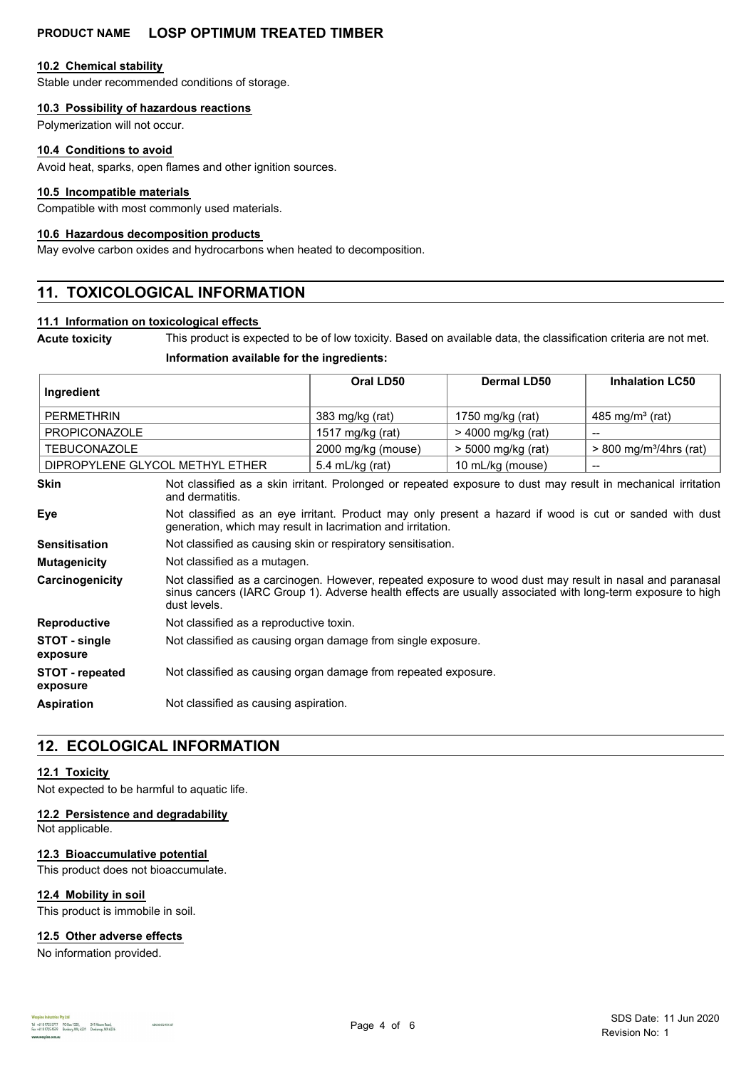#### 10.2 Chemical stability

Stable under recommended conditions of storage.

#### 10.3 Possibility of hazardous reactions

Polymerization will not occur.

#### 10.4 Conditions to avoid

Avoid heat, sparks, open flames and other ignition sources.

#### 10.5 Incompatible materials

Compatible with most commonly used materials.

#### 10.6 Hazardous decomposition products

May evolve carbon oxides and hydrocarbons when heated to decomposition.

## 11. TOXICOLOGICAL INFORMATION

#### 11.1 Information on toxicological effects

**Acute toxicity** This product is expected to be of low toxicity. Based on available data, the classification criteria are not met.

**Information available for the ingredients:**

| Ingredient | Oral LD50 | Dermal LD50 | Inhalation LC50 |
|---|---|---|---|
| PERMETHRIN | 383 mg/kg (rat) | 1750 mg/kg (rat) | 485 mg/m³ (rat) |
| PROPICONAZOLE | 1517 mg/kg (rat) | > 4000 mg/kg (rat) | -- |
| TEBUCONAZOLE | 2000 mg/kg (mouse) | > 5000 mg/kg (rat) | > 800 mg/m³/4hrs (rat) |
| DIPROPYLENE GLYCOL METHYL ETHER | 5.4 mL/kg (rat) | 10 mL/kg (mouse) | -- |

**Skin** Not classified as a skin irritant. Prolonged or repeated exposure to dust may result in mechanical irritation and dermatitis.

**Eye** Not classified as an eye irritant. Product may only present a hazard if wood is cut or sanded with dust generation, which may result in lacrimation and irritation.

**Sensitisation** Not classified as causing skin or respiratory sensitisation.

**Mutagenicity** Not classified as a mutagen.

**Carcinogenicity** Not classified as a carcinogen. However, repeated exposure to wood dust may result in nasal and paranasal sinus cancers (IARC Group 1). Adverse health effects are usually associated with long-term exposure to high dust levels.

**Reproductive** Not classified as a reproductive toxin.

**STOT - single exposure** Not classified as causing organ damage from single exposure.

**STOT - repeated exposure** Not classified as causing organ damage from repeated exposure.

**Aspiration** Not classified as causing aspiration.

## 12. ECOLOGICAL INFORMATION

#### 12.1 Toxicity

Not expected to be harmful to aquatic life.

#### 12.2 Persistence and degradability

Not applicable.

#### 12.3 Bioaccumulative potential

This product does not bioaccumulate.

#### 12.4 Mobility in soil

This product is immobile in soil.

#### 12.5 Other adverse effects

No information provided.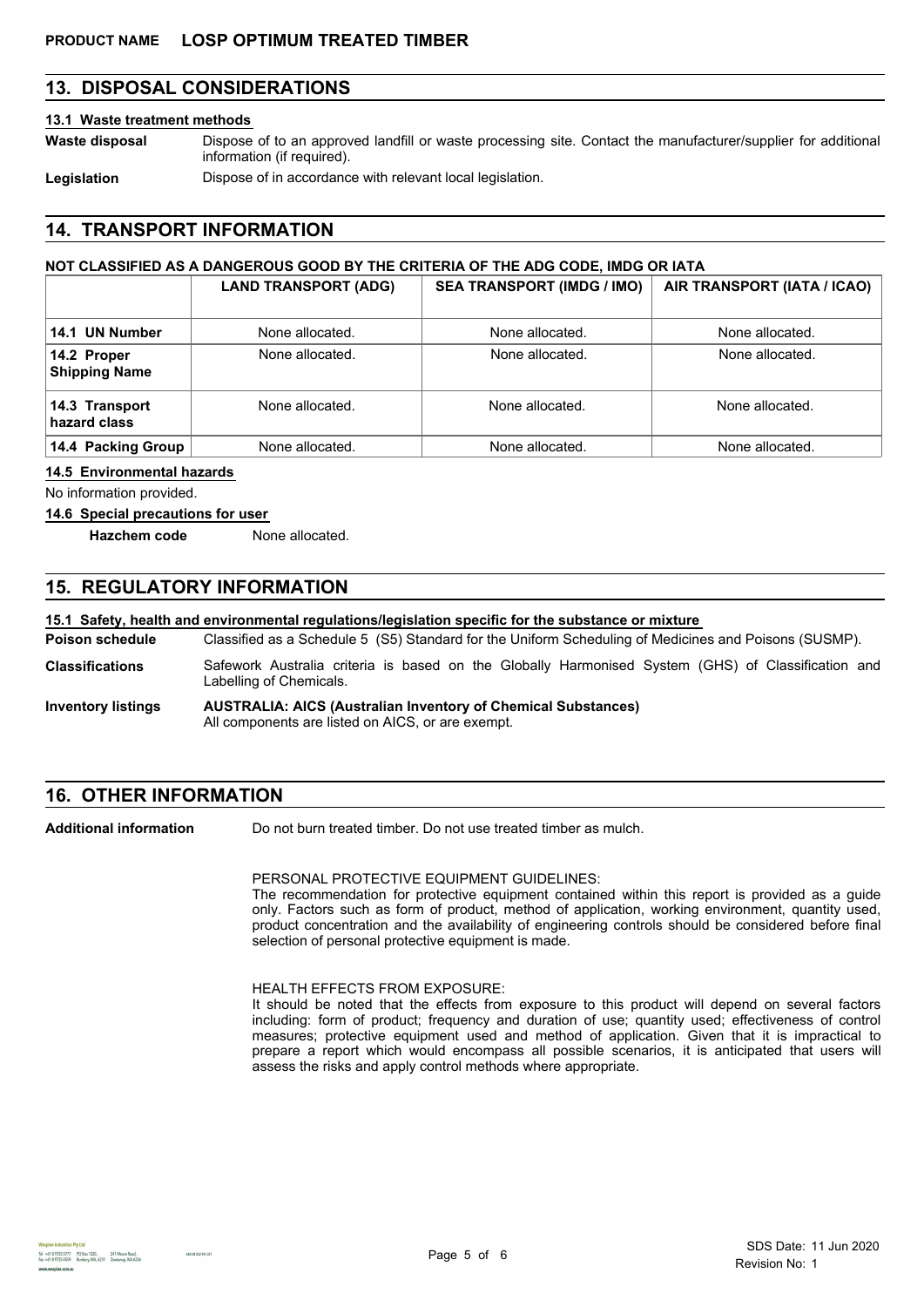## 13. DISPOSAL CONSIDERATIONS

### 13.1 Waste treatment methods

**Waste disposal** Dispose of to an approved landfill or waste processing site. Contact the manufacturer/supplier for additional information (if required).

**Legislation** Dispose of in accordance with relevant local legislation.

## 14. TRANSPORT INFORMATION

**NOT CLASSIFIED AS A DANGEROUS GOOD BY THE CRITERIA OF THE ADG CODE, IMDG OR IATA**

| | LAND TRANSPORT (ADG) | SEA TRANSPORT (IMDG / IMO) | AIR TRANSPORT (IATA / ICAO) |
|---|---|---|---|
| 14.1 UN Number | None allocated. | None allocated. | None allocated. |
| 14.2 Proper Shipping Name | None allocated. | None allocated. | None allocated. |
| 14.3 Transport hazard class | None allocated. | None allocated. | None allocated. |
| 14.4 Packing Group | None allocated. | None allocated. | None allocated. |

### 14.5 Environmental hazards

No information provided.

### 14.6 Special precautions for user

**Hazchem code** None allocated.

## 15. REGULATORY INFORMATION

### 15.1 Safety, health and environmental regulations/legislation specific for the substance or mixture

**Poison schedule** Classified as a Schedule 5 (S5) Standard for the Uniform Scheduling of Medicines and Poisons (SUSMP).

**Classifications** Safework Australia criteria is based on the Globally Harmonised System (GHS) of Classification and Labelling of Chemicals.

**Inventory listings** **AUSTRALIA: AICS (Australian Inventory of Chemical Substances)**
All components are listed on AICS, or are exempt.

## 16. OTHER INFORMATION

**Additional information** Do not burn treated timber. Do not use treated timber as mulch.

PERSONAL PROTECTIVE EQUIPMENT GUIDELINES:
The recommendation for protective equipment contained within this report is provided as a guide only. Factors such as form of product, method of application, working environment, quantity used, product concentration and the availability of engineering controls should be considered before final selection of personal protective equipment is made.

HEALTH EFFECTS FROM EXPOSURE:
It should be noted that the effects from exposure to this product will depend on several factors including: form of product; frequency and duration of use; quantity used; effectiveness of control measures; protective equipment used and method of application. Given that it is impractical to prepare a report which would encompass all possible scenarios, it is anticipated that users will assess the risks and apply control methods where appropriate.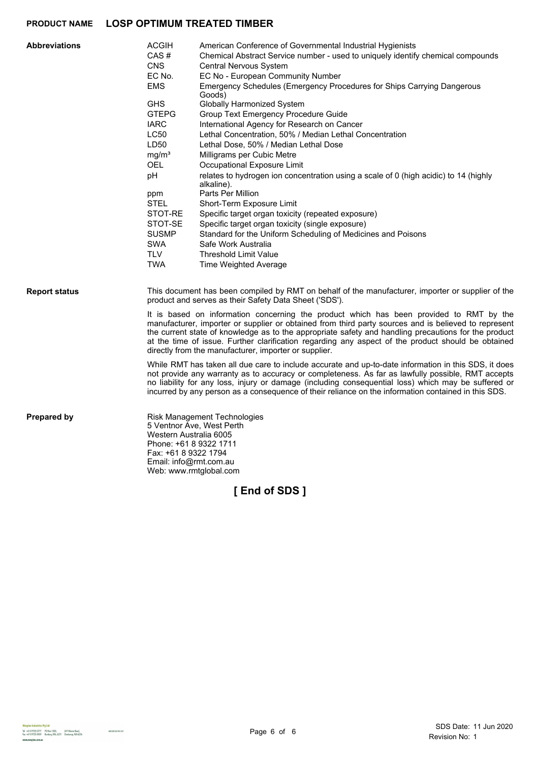**PRODUCT NAME LOSP OPTIMUM TREATED TIMBER**

**Abbreviations**

| | |
|---|---|
| ACGIH | American Conference of Governmental Industrial Hygienists |
| CAS # | Chemical Abstract Service number - used to uniquely identify chemical compounds |
| CNS | Central Nervous System |
| EC No. | EC No - European Community Number |
| EMS | Emergency Schedules (Emergency Procedures for Ships Carrying Dangerous Goods) |
| GHS | Globally Harmonized System |
| GTEPG | Group Text Emergency Procedure Guide |
| IARC | International Agency for Research on Cancer |
| LC50 | Lethal Concentration, 50% / Median Lethal Concentration |
| LD50 | Lethal Dose, 50% / Median Lethal Dose |
| mg/m³ | Milligrams per Cubic Metre |
| OEL | Occupational Exposure Limit |
| pH | relates to hydrogen ion concentration using a scale of 0 (high acidic) to 14 (highly alkaline). |
| ppm | Parts Per Million |
| STEL | Short-Term Exposure Limit |
| STOT-RE | Specific target organ toxicity (repeated exposure) |
| STOT-SE | Specific target organ toxicity (single exposure) |
| SUSMP | Standard for the Uniform Scheduling of Medicines and Poisons |
| SWA | Safe Work Australia |
| TLV | Threshold Limit Value |
| TWA | Time Weighted Average |

**Report status**

This document has been compiled by RMT on behalf of the manufacturer, importer or supplier of the product and serves as their Safety Data Sheet ('SDS').

It is based on information concerning the product which has been provided to RMT by the manufacturer, importer or supplier or obtained from third party sources and is believed to represent the current state of knowledge as to the appropriate safety and handling precautions for the product at the time of issue. Further clarification regarding any aspect of the product should be obtained directly from the manufacturer, importer or supplier.

While RMT has taken all due care to include accurate and up-to-date information in this SDS, it does not provide any warranty as to accuracy or completeness. As far as lawfully possible, RMT accepts no liability for any loss, injury or damage (including consequential loss) which may be suffered or incurred by any person as a consequence of their reliance on the information contained in this SDS.

**Prepared by**

Risk Management Technologies
5 Ventnor Ave, West Perth
Western Australia 6005
Phone: +61 8 9322 1711
Fax: +61 8 9322 1794
Email: info@rmt.com.au
Web: www.rmtglobal.com

**[ End of SDS ]**

SDS Date: 11 Jun 2020
Revision No: 1